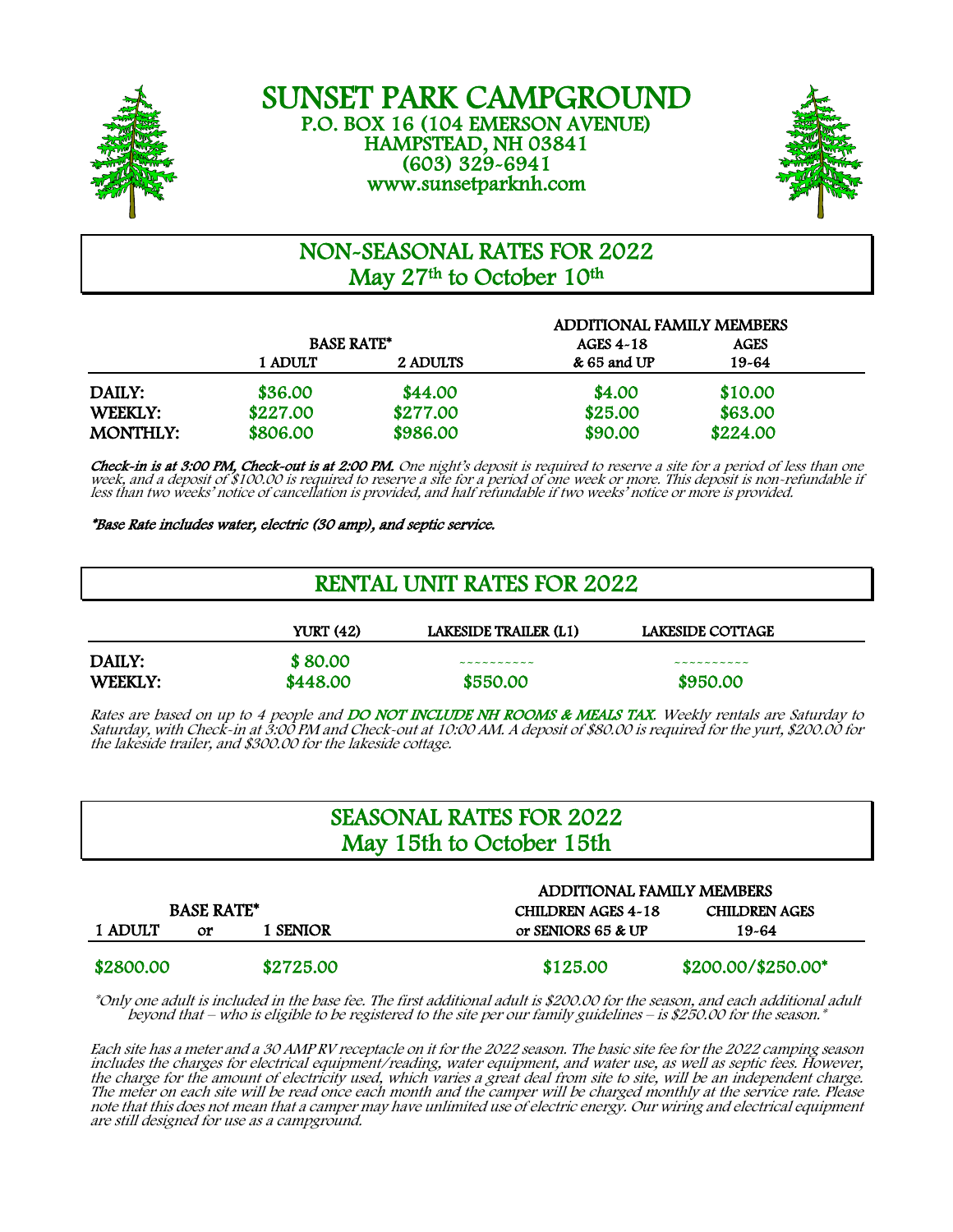# SUNSET PARK CAMPGROUND

P.O. BOX 16 (104 EMERSON AVENUE)
HAMPSTEAD, NH 03841
(603) 329-6941
www.sunsetparknh.com

## NON-SEASONAL RATES FOR 2022
## May 27th to October 10th

| | BASE RATE* | | ADDITIONAL FAMILY MEMBERS | |
|---|---|---|---|---|
| | 1 ADULT | 2 ADULTS | AGES 4-18 & 65 and UP | AGES 19-64 |
| DAILY: | $36.00 | $44.00 | $4.00 | $10.00 |
| WEEKLY: | $227.00 | $277.00 | $25.00 | $63.00 |
| MONTHLY: | $806.00 | $986.00 | $90.00 | $224.00 |

***Check-in is at 3:00 PM, Check-out is at 2:00 PM.*** *One night's deposit is required to reserve a site for a period of less than one week, and a deposit of $100.00 is required to reserve a site for a period of one week or more. This deposit is non-refundable if less than two weeks' notice of cancellation is provided, and half refundable if two weeks' notice or more is provided.*

*\*Base Rate includes water, electric (30 amp), and septic service.*

## RENTAL UNIT RATES FOR 2022

| | YURT (42) | LAKESIDE TRAILER (L1) | LAKESIDE COTTAGE |
|---|---|---|---|
| DAILY: | $ 80.00 | ~~~~~~~~~~ | ~~~~~~~~~~ |
| WEEKLY: | $448.00 | $550.00 | $950.00 |

*Rates are based on up to 4 people and* ***DO NOT INCLUDE NH ROOMS & MEALS TAX.*** *Weekly rentals are Saturday to Saturday, with Check-in at 3:00 PM and Check-out at 10:00 AM. A deposit of $80.00 is required for the yurt, $200.00 for the lakeside trailer, and $300.00 for the lakeside cottage.*

## SEASONAL RATES FOR 2022
## May 15th to October 15th

| BASE RATE* | | ADDITIONAL FAMILY MEMBERS | |
|---|---|---|---|
| 1 ADULT or | 1 SENIOR | CHILDREN AGES 4-18 or SENIORS 65 & UP | CHILDREN AGES 19-64 |
| $2800.00 | $2725.00 | $125.00 | $200.00/$250.00* |

*\*Only one adult is included in the base fee. The first additional adult is $200.00 for the season, and each additional adult beyond that – who is eligible to be registered to the site per our family guidelines – is $250.00 for the season.\**

*Each site has a meter and a 30 AMP RV receptacle on it for the 2022 season. The basic site fee for the 2022 camping season includes the charges for electrical equipment/reading, water equipment, and water use, as well as septic fees. However, the charge for the amount of electricity used, which varies a great deal from site to site, will be an independent charge. The meter on each site will be read once each month and the camper will be charged monthly at the service rate. Please note that this does not mean that a camper may have unlimited use of electric energy. Our wiring and electrical equipment are still designed for use as a campground.*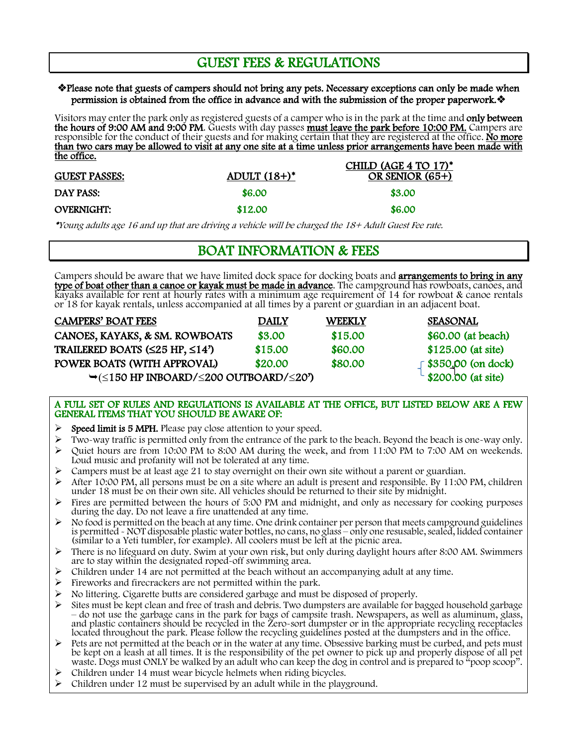## GUEST FEES & REGULATIONS

**❖Please note that guests of campers should not bring any pets. Necessary exceptions can only be made when permission is obtained from the office in advance and with the submission of the proper paperwork.❖**

Visitors may enter the park only as registered guests of a camper who is in the park at the time and **only between the hours of 9:00 AM and 9:00 PM**. Guests with day passes **must leave the park before 10:00 PM.** Campers are responsible for the conduct of their guests and for making certain that they are registered at the office. **No more than two cars may be allowed to visit at any one site at a time unless prior arrangements have been made with the office.**

| GUEST PASSES: | ADULT (18+)* | CHILD (AGE 4 TO 17)* OR SENIOR (65+) |
|---|---|---|
| DAY PASS: | $6.00 | $3.00 |
| OVERNIGHT: | $12.00 | $6.00 |

*\*Young adults age 16 and up that are driving a vehicle will be charged the 18+ Adult Guest Fee rate.*

## BOAT INFORMATION & FEES

Campers should be aware that we have limited dock space for docking boats and **arrangements to bring in any type of boat other than a canoe or kayak must be made in advance**. The campground has rowboats, canoes, and kayaks available for rent at hourly rates with a minimum age requirement of 14 for rowboat & canoe rentals or 18 for kayak rentals, unless accompanied at all times by a parent or guardian in an adjacent boat.

| CAMPERS' BOAT FEES | DAILY | WEEKLY | SEASONAL |
|---|---|---|---|
| CANOES, KAYAKS, & SM. ROWBOATS | $3.00 | $15.00 | $60.00 (at beach) |
| TRAILERED BOATS (≤25 HP, ≤14') | $15.00 | $60.00 | $125.00 (at site) |
| POWER BOATS (WITH APPROVAL) ➥(≤150 HP INBOARD/≤200 OUTBOARD/≤20') | $20.00 | $80.00 | $350.00 (on dock) / $200.00 (at site) |

**A FULL SET OF RULES AND REGULATIONS IS AVAILABLE AT THE OFFICE, BUT LISTED BELOW ARE A FEW GENERAL ITEMS THAT YOU SHOULD BE AWARE OF:**

- **Speed limit is 5 MPH.** Please pay close attention to your speed.
- Two-way traffic is permitted only from the entrance of the park to the beach. Beyond the beach is one-way only.
- Quiet hours are from 10:00 PM to 8:00 AM during the week, and from 11:00 PM to 7:00 AM on weekends. Loud music and profanity will not be tolerated at any time.
- Campers must be at least age 21 to stay overnight on their own site without a parent or guardian.
- After 10:00 PM, all persons must be on a site where an adult is present and responsible. By 11:00 PM, children under 18 must be on their own site. All vehicles should be returned to their site by midnight.
- Fires are permitted between the hours of 5:00 PM and midnight, and only as necessary for cooking purposes during the day. Do not leave a fire unattended at any time.
- No food is permitted on the beach at any time. One drink container per person that meets campground guidelines is permitted - NOT disposable plastic water bottles, no cans, no glass – only one resusable, sealed, lidded container (similar to a Yeti tumbler, for example). All coolers must be left at the picnic area.
- There is no lifeguard on duty. Swim at your own risk, but only during daylight hours after 8:00 AM. Swimmers are to stay within the designated roped-off swimming area.
- Children under 14 are not permitted at the beach without an accompanying adult at any time.
- Fireworks and firecrackers are not permitted within the park.
- No littering. Cigarette butts are considered garbage and must be disposed of properly.
- Sites must be kept clean and free of trash and debris. Two dumpsters are available for bagged household garbage – do not use the garbage cans in the park for bags of campsite trash. Newspapers, as well as aluminum, glass, and plastic containers should be recycled in the Zero-sort dumpster or in the appropriate recycling receptacles located throughout the park. Please follow the recycling guidelines posted at the dumpsters and in the office.
- Pets are not permitted at the beach or in the water at any time. Obsessive barking must be curbed, and pets must be kept on a leash at all times. It is the responsibility of the pet owner to pick up and properly dispose of all pet waste. Dogs must ONLY be walked by an adult who can keep the dog in control and is prepared to "poop scoop".
- Children under 14 must wear bicycle helmets when riding bicycles.
- Children under 12 must be supervised by an adult while in the playground.